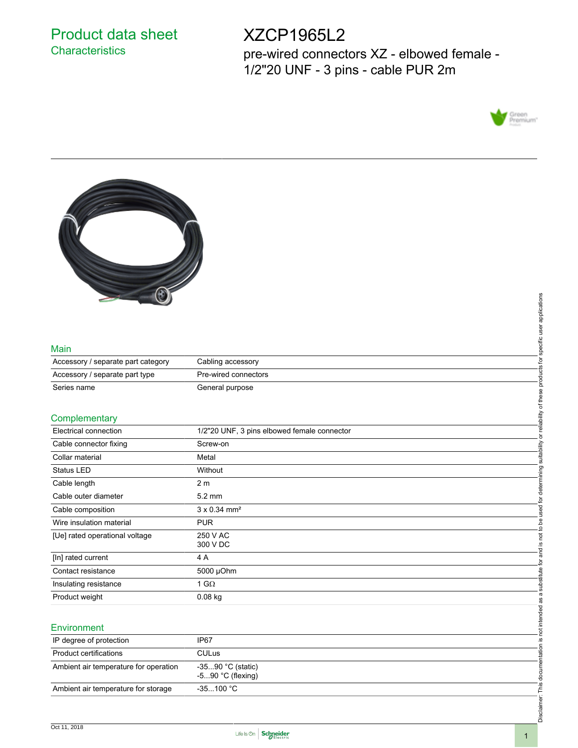# Product data sheet
## Characteristics

# XZCP1965L2

pre-wired connectors XZ - elbowed female - 1/2"20 UNF - 3 pins - cable PUR 2m

## Main

| | |
|---|---|
| Accessory / separate part category | Cabling accessory |
| Accessory / separate part type | Pre-wired connectors |
| Series name | General purpose |

## Complementary

| | |
|---|---|
| Electrical connection | 1/2"20 UNF, 3 pins elbowed female connector |
| Cable connector fixing | Screw-on |
| Collar material | Metal |
| Status LED | Without |
| Cable length | 2 m |
| Cable outer diameter | 5.2 mm |
| Cable composition | 3 x 0.34 mm² |
| Wire insulation material | PUR |
| [Ue] rated operational voltage | 250 V AC<br>300 V DC |
| [In] rated current | 4 A |
| Contact resistance | 5000 µOhm |
| Insulating resistance | 1 GΩ |
| Product weight | 0.08 kg |

## Environment

| | |
|---|---|
| IP degree of protection | IP67 |
| Product certifications | CULus |
| Ambient air temperature for operation | -35...90 °C (static)<br>-5...90 °C (flexing) |
| Ambient air temperature for storage | -35...100 °C |

Disclaimer: This documentation is not intended as a substitute for and is not to be used for determining suitability or reliability of these products for specific user applications

Oct 11, 2018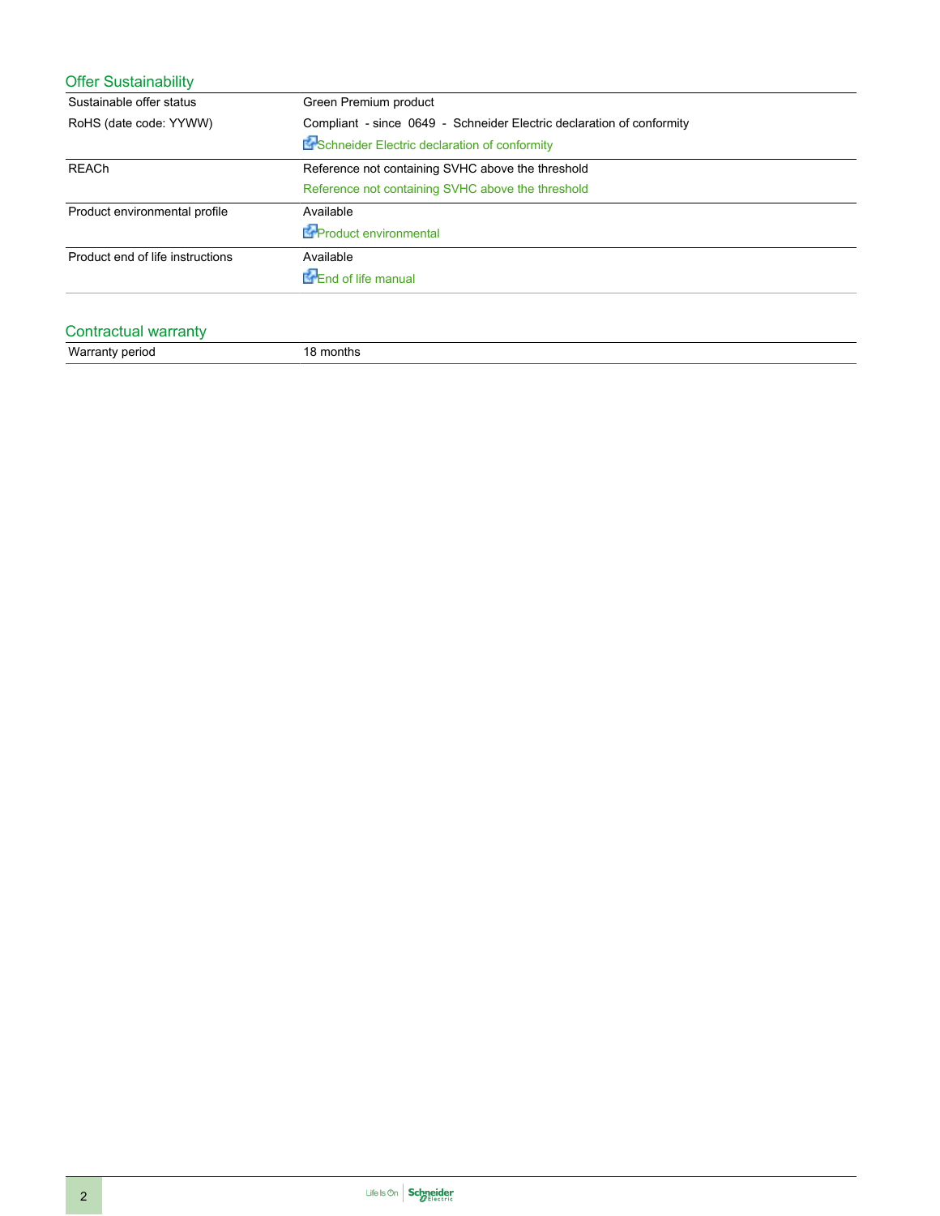## Offer Sustainability

| | |
|---|---|
| Sustainable offer status | Green Premium product |
| RoHS (date code: YYWW) | Compliant - since 0649 - Schneider Electric declaration of conformity<br>Schneider Electric declaration of conformity |
| REACh | Reference not containing SVHC above the threshold<br>Reference not containing SVHC above the threshold |
| Product environmental profile | Available<br>Product environmental |
| Product end of life instructions | Available<br>End of life manual |

## Contractual warranty

| | |
|---|---|
| Warranty period | 18 months |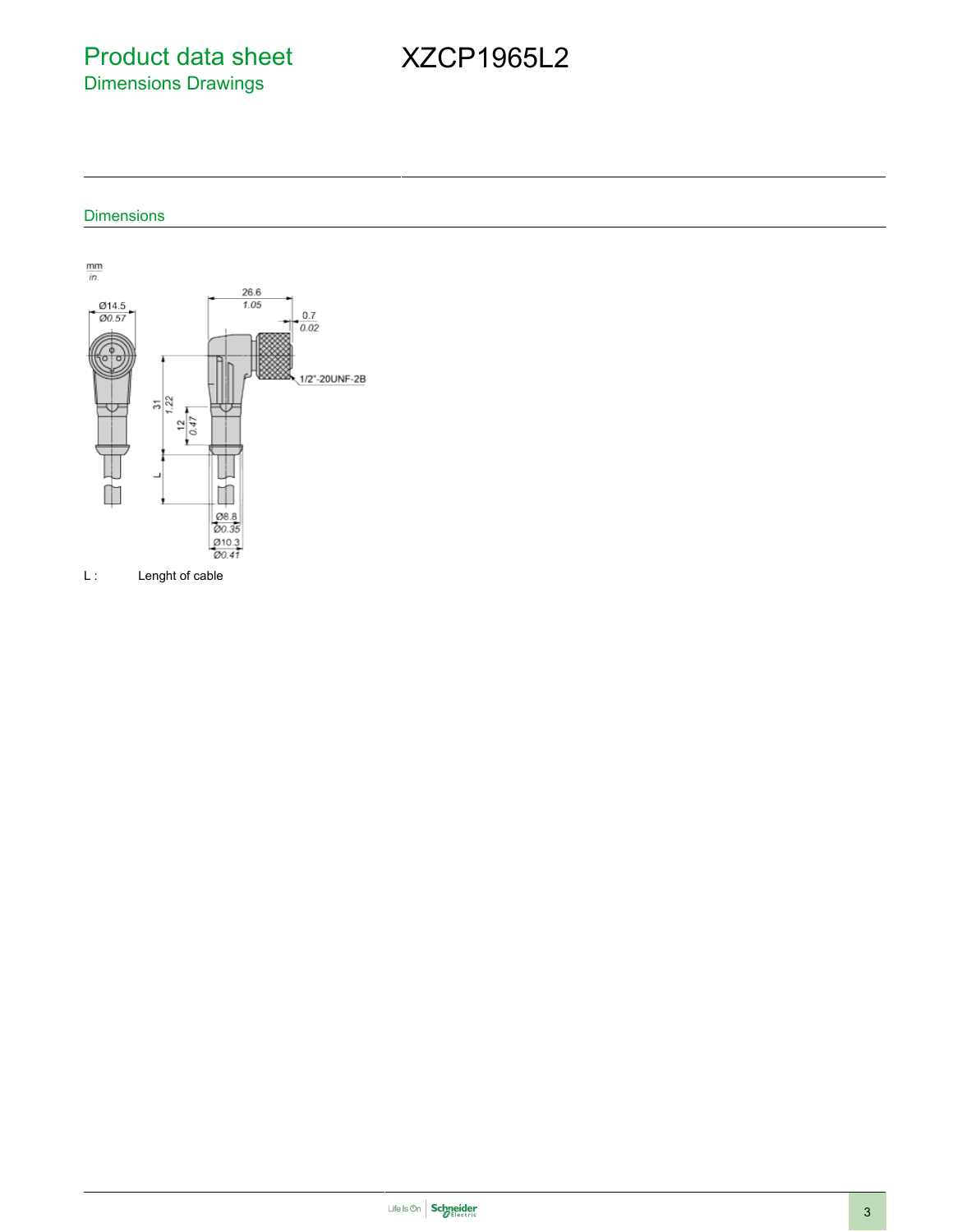# Product data sheet

## Dimensions Drawings

# XZCP1965L2

### Dimensions

mm
in.

Ø14.5
Ø0.57

26.6
1.05

0.7
0.02

1/2"-20UNF-2B

31
1.22

12
0.47

L

Ø8.8
Ø0.35

Ø10.3
Ø0.41

L : Lenght of cable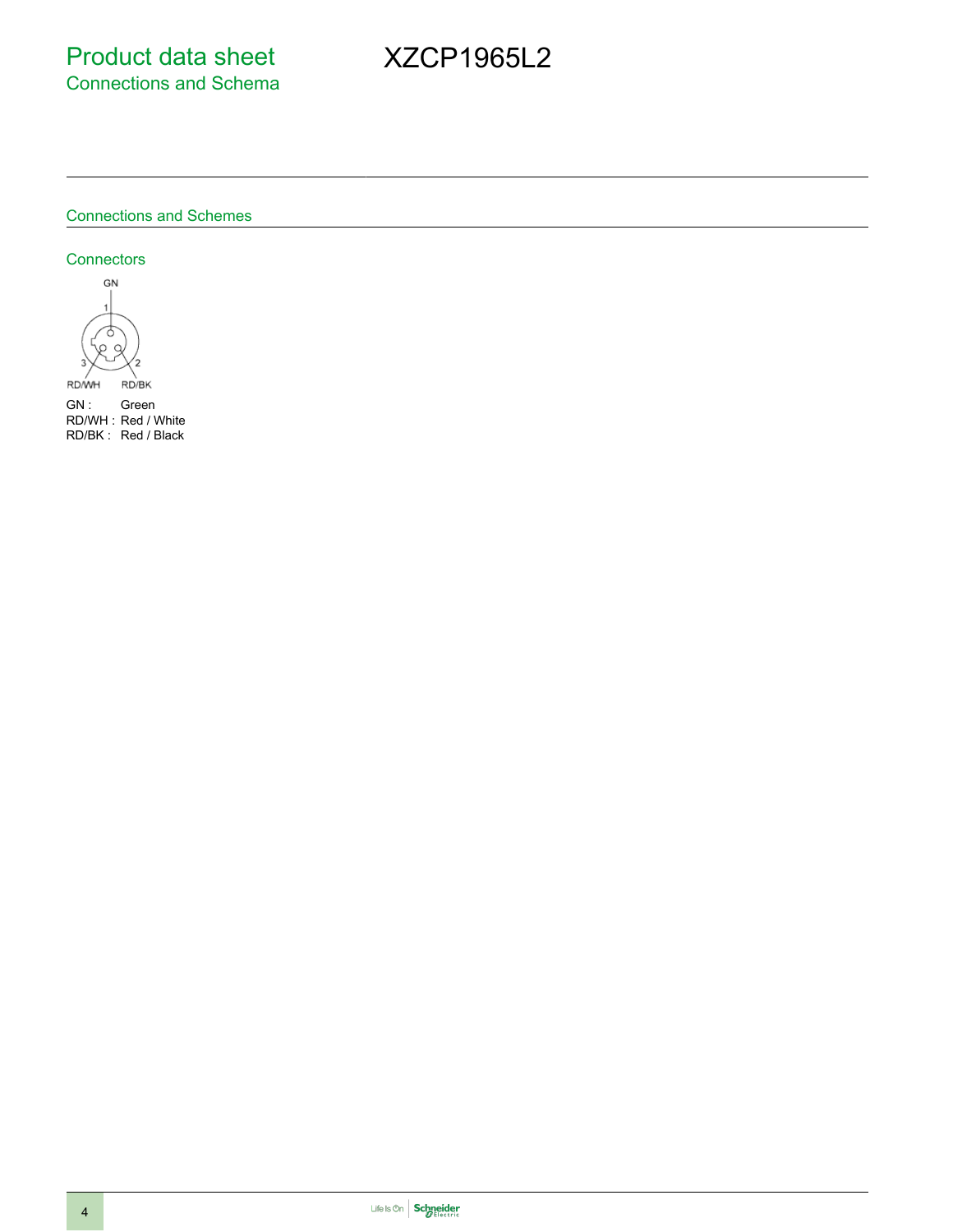# Product data sheet

## Connections and Schema

# XZCP1965L2

## Connections and Schemes

### Connectors

GN

1

3

2

RD/WH

RD/BK

GN : Green
RD/WH : Red / White
RD/BK : Red / Black